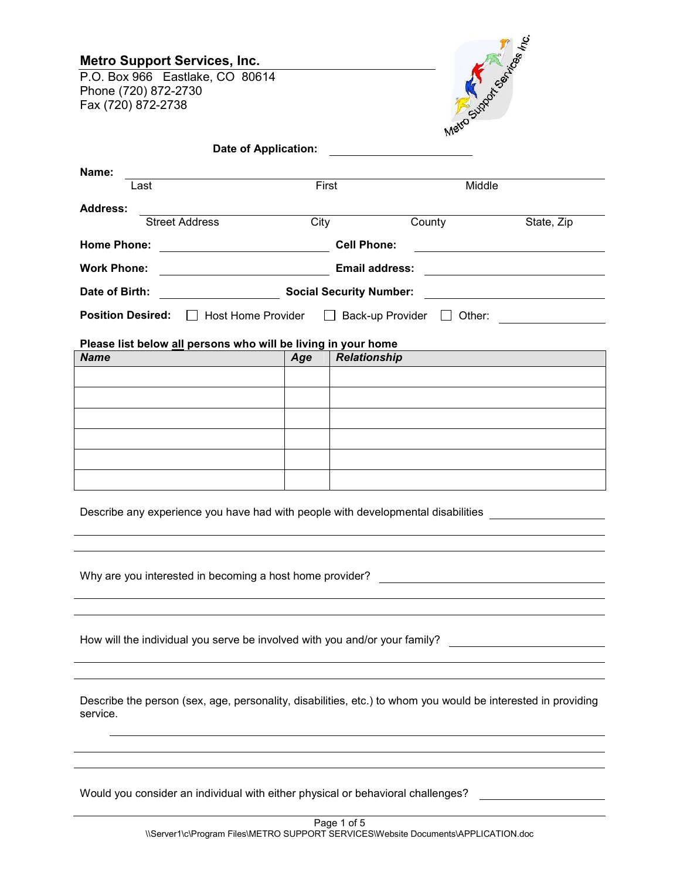## Metro Support Services, Inc.

P.O. Box 966 Eastlake, CO 80614
Phone (720) 872-2730
Fax (720) 872-2738

**Date of Application:** ______________________

**Name:** ____________________________________________
Last First Middle

**Address:** ____________________________________________
Street Address City County State, Zip

**Home Phone:** ______________________ **Cell Phone:** ______________________

**Work Phone:** ______________________ **Email address:** ______________________

**Date of Birth:** ______________________ **Social Security Number:** ______________________

**Position Desired:** ☐ Host Home Provider ☐ Back-up Provider ☐ Other: ______________

**Please list below <u>all</u> persons who will be living in your home**

| *Name* | *Age* | *Relationship* |
|---|---|---|
| | | |
| | | |
| | | |
| | | |
| | | |
| | | |

Describe any experience you have had with people with developmental disabilities ______________________

____________________________________________

____________________________________________

Why are you interested in becoming a host home provider? ______________________

____________________________________________

____________________________________________

How will the individual you serve be involved with you and/or your family? ______________________

____________________________________________

____________________________________________

Describe the person (sex, age, personality, disabilities, etc.) to whom you would be interested in providing service.

____________________________________________

____________________________________________

____________________________________________

Would you consider an individual with either physical or behavioral challenges? ______________________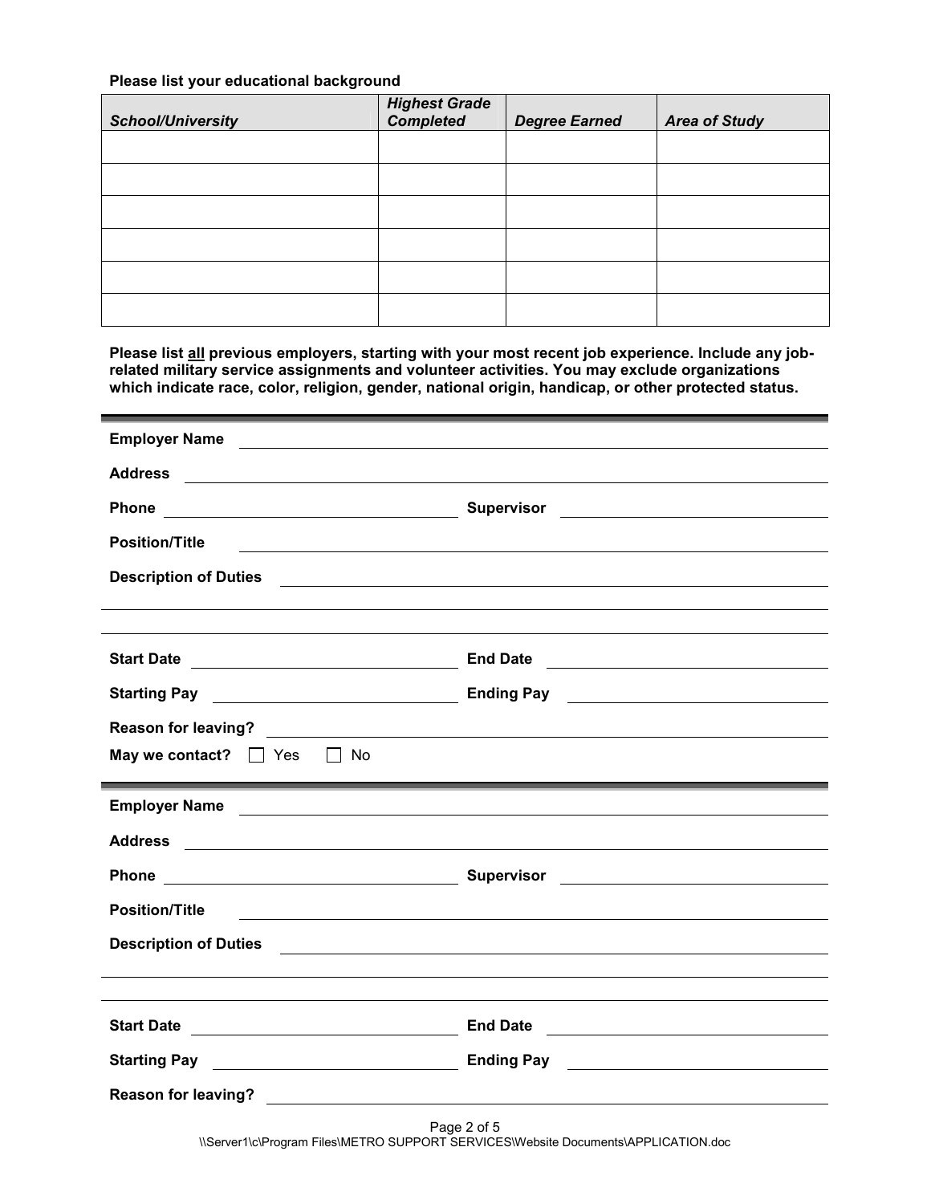**Please list your educational background**

| *School/University* | *Highest Grade Completed* | *Degree Earned* | *Area of Study* |
|---|---|---|---|
| | | | |
| | | | |
| | | | |
| | | | |
| | | | |
| | | | |

**Please list all previous employers, starting with your most recent job experience. Include any job-related military service assignments and volunteer activities. You may exclude organizations which indicate race, color, religion, gender, national origin, handicap, or other protected status.**

---

**Employer Name** ______________________________

**Address** ______________________________

**Phone** ______________________________ **Supervisor** ______________________________

**Position/Title** ______________________________

**Description of Duties** ______________________________

______________________________

______________________________

**Start Date** ______________________________ **End Date** ______________________________

**Starting Pay** ______________________________ **Ending Pay** ______________________________

**Reason for leaving?** ______________________________

**May we contact?** ☐ Yes ☐ No

---

**Employer Name** ______________________________

**Address** ______________________________

**Phone** ______________________________ **Supervisor** ______________________________

**Position/Title** ______________________________

**Description of Duties** ______________________________

______________________________

______________________________

**Start Date** ______________________________ **End Date** ______________________________

**Starting Pay** ______________________________ **Ending Pay** ______________________________

**Reason for leaving?** ______________________________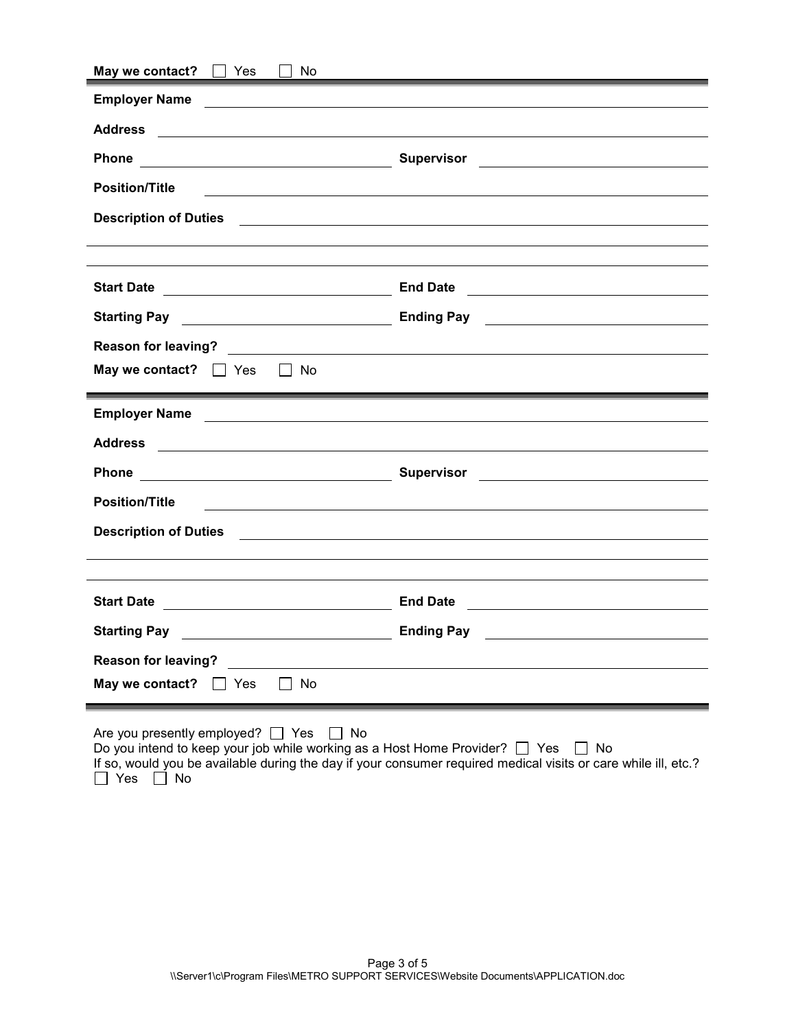**May we contact?** ☐ Yes ☐ No

---

**Employer Name** ______________________________

**Address** ______________________________

**Phone** ______________________________ **Supervisor** ______________________________

**Position/Title** ______________________________

**Description of Duties** ______________________________

______________________________

______________________________

**Start Date** ______________________________ **End Date** ______________________________

**Starting Pay** ______________________________ **Ending Pay** ______________________________

**Reason for leaving?** ______________________________

**May we contact?** ☐ Yes ☐ No

---

**Employer Name** ______________________________

**Address** ______________________________

**Phone** ______________________________ **Supervisor** ______________________________

**Position/Title** ______________________________

**Description of Duties** ______________________________

______________________________

______________________________

**Start Date** ______________________________ **End Date** ______________________________

**Starting Pay** ______________________________ **Ending Pay** ______________________________

**Reason for leaving?** ______________________________

**May we contact?** ☐ Yes ☐ No

---

Are you presently employed? ☐ Yes ☐ No

Do you intend to keep your job while working as a Host Home Provider? ☐ Yes ☐ No

If so, would you be available during the day if your consumer required medical visits or care while ill, etc.?
☐ Yes ☐ No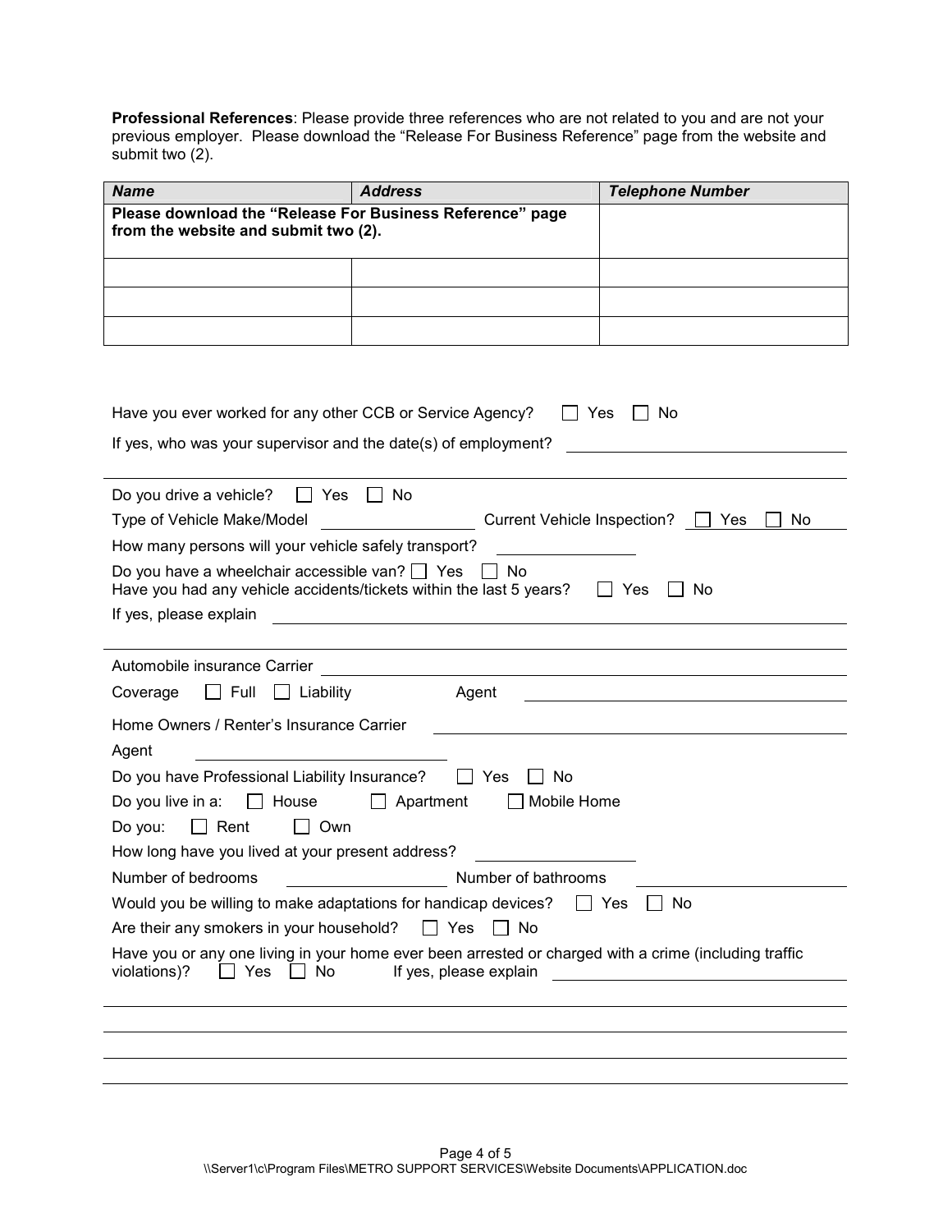**Professional References**: Please provide three references who are not related to you and are not your previous employer. Please download the "Release For Business Reference" page from the website and submit two (2).

| ***Name*** | ***Address*** | ***Telephone Number*** |
|---|---|---|
| **Please download the "Release For Business Reference" page from the website and submit two (2).** | | |
| | | |
| | | |
| | | |

Have you ever worked for any other CCB or Service Agency? ☐ Yes ☐ No

If yes, who was your supervisor and the date(s) of employment? ____________________

Do you drive a vehicle? ☐ Yes ☐ No

Type of Vehicle Make/Model ____________ Current Vehicle Inspection? ☐ Yes ☐ No

How many persons will your vehicle safely transport? ____________

Do you have a wheelchair accessible van? ☐ Yes ☐ No

Have you had any vehicle accidents/tickets within the last 5 years? ☐ Yes ☐ No

If yes, please explain ____________________

Automobile insurance Carrier ____________________

Coverage ☐ Full ☐ Liability Agent ____________________

Home Owners / Renter's Insurance Carrier ____________________

Agent ____________________

Do you have Professional Liability Insurance? ☐ Yes ☐ No

Do you live in a: ☐ House ☐ Apartment ☐ Mobile Home

Do you: ☐ Rent ☐ Own

How long have you lived at your present address? ____________

Number of bedrooms ____________ Number of bathrooms ____________

Would you be willing to make adaptations for handicap devices? ☐ Yes ☐ No

Are their any smokers in your household? ☐ Yes ☐ No

Have you or any one living in your home ever been arrested or charged with a crime (including traffic violations)? ☐ Yes ☐ No If yes, please explain ____________________

____________________

____________________

____________________

____________________

\\Server1\c\Program Files\METRO SUPPORT SERVICES\Website Documents\APPLICATION.doc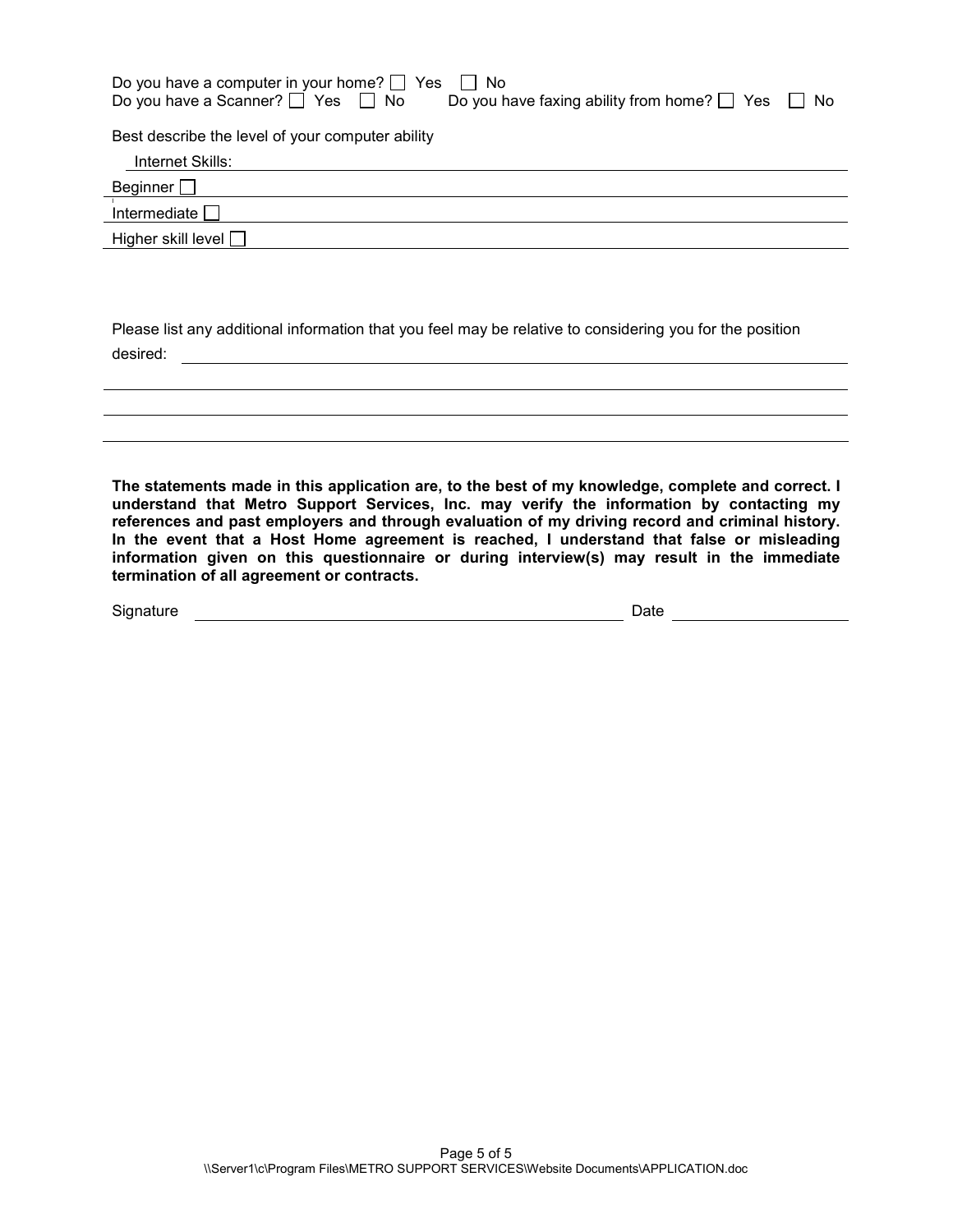Do you have a computer in your home? ☐ Yes ☐ No

Do you have a Scanner? ☐ Yes ☐ No     Do you have faxing ability from home? ☐ Yes ☐ No

Best describe the level of your computer ability

Internet Skills:

Beginner ☐

Intermediate ☐

Higher skill level ☐

Please list any additional information that you feel may be relative to considering you for the position desired: ______________________________________________

______________________________________________

______________________________________________

______________________________________________

**The statements made in this application are, to the best of my knowledge, complete and correct. I understand that Metro Support Services, Inc. may verify the information by contacting my references and past employers and through evaluation of my driving record and criminal history. In the event that a Host Home agreement is reached, I understand that false or misleading information given on this questionnaire or during interview(s) may result in the immediate termination of all agreement or contracts.**

Signature ______________________________ Date ________________

\\Server1\c\Program Files\METRO SUPPORT SERVICES\Website Documents\APPLICATION.doc